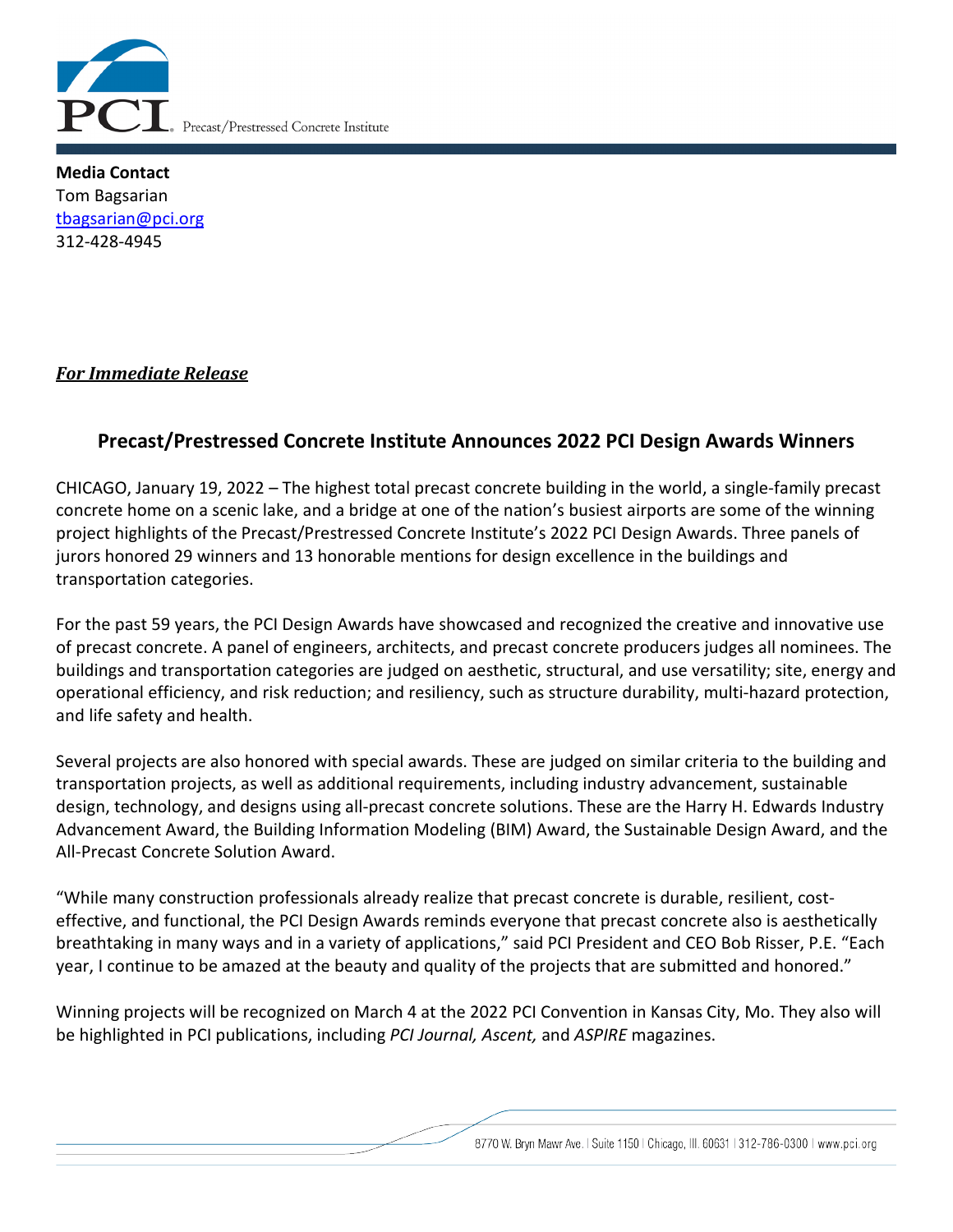PCI Precast/Prestressed Concrete Institute

**Media Contact**
Tom Bagsarian
tbagsarian@pci.org
312-428-4945

***For Immediate Release***

## Precast/Prestressed Concrete Institute Announces 2022 PCI Design Awards Winners

CHICAGO, January 19, 2022 – The highest total precast concrete building in the world, a single-family precast concrete home on a scenic lake, and a bridge at one of the nation's busiest airports are some of the winning project highlights of the Precast/Prestressed Concrete Institute's 2022 PCI Design Awards. Three panels of jurors honored 29 winners and 13 honorable mentions for design excellence in the buildings and transportation categories.

For the past 59 years, the PCI Design Awards have showcased and recognized the creative and innovative use of precast concrete. A panel of engineers, architects, and precast concrete producers judges all nominees. The buildings and transportation categories are judged on aesthetic, structural, and use versatility; site, energy and operational efficiency, and risk reduction; and resiliency, such as structure durability, multi-hazard protection, and life safety and health.

Several projects are also honored with special awards. These are judged on similar criteria to the building and transportation projects, as well as additional requirements, including industry advancement, sustainable design, technology, and designs using all-precast concrete solutions. These are the Harry H. Edwards Industry Advancement Award, the Building Information Modeling (BIM) Award, the Sustainable Design Award, and the All-Precast Concrete Solution Award.

"While many construction professionals already realize that precast concrete is durable, resilient, cost-effective, and functional, the PCI Design Awards reminds everyone that precast concrete also is aesthetically breathtaking in many ways and in a variety of applications," said PCI President and CEO Bob Risser, P.E. "Each year, I continue to be amazed at the beauty and quality of the projects that are submitted and honored."

Winning projects will be recognized on March 4 at the 2022 PCI Convention in Kansas City, Mo. They also will be highlighted in PCI publications, including *PCI Journal, Ascent,* and *ASPIRE* magazines.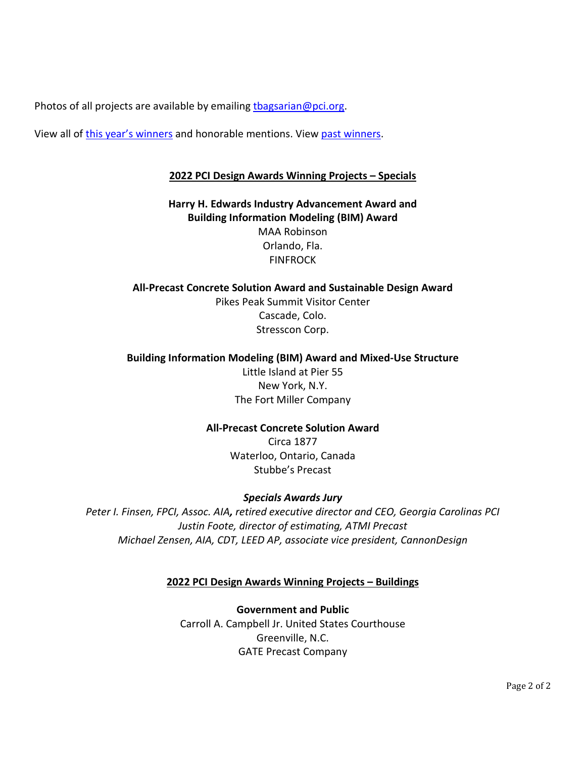Photos of all projects are available by emailing [tbagsarian@pci.org](mailto:tbagsarian@pci.org).

View all of [this year's winners](#) and honorable mentions. View [past winners](#).

## 2022 PCI Design Awards Winning Projects – Specials

**Harry H. Edwards Industry Advancement Award and Building Information Modeling (BIM) Award**
MAA Robinson
Orlando, Fla.
FINFROCK

**All-Precast Concrete Solution Award and Sustainable Design Award**
Pikes Peak Summit Visitor Center
Cascade, Colo.
Stresscon Corp.

**Building Information Modeling (BIM) Award and Mixed-Use Structure**
Little Island at Pier 55
New York, N.Y.
The Fort Miller Company

**All-Precast Concrete Solution Award**
Circa 1877
Waterloo, Ontario, Canada
Stubbe's Precast

***Specials Awards Jury***
*Peter I. Finsen, FPCI, Assoc. AIA, retired executive director and CEO, Georgia Carolinas PCI*
*Justin Foote, director of estimating, ATMI Precast*
*Michael Zensen, AIA, CDT, LEED AP, associate vice president, CannonDesign*

## 2022 PCI Design Awards Winning Projects – Buildings

**Government and Public**
Carroll A. Campbell Jr. United States Courthouse
Greenville, N.C.
GATE Precast Company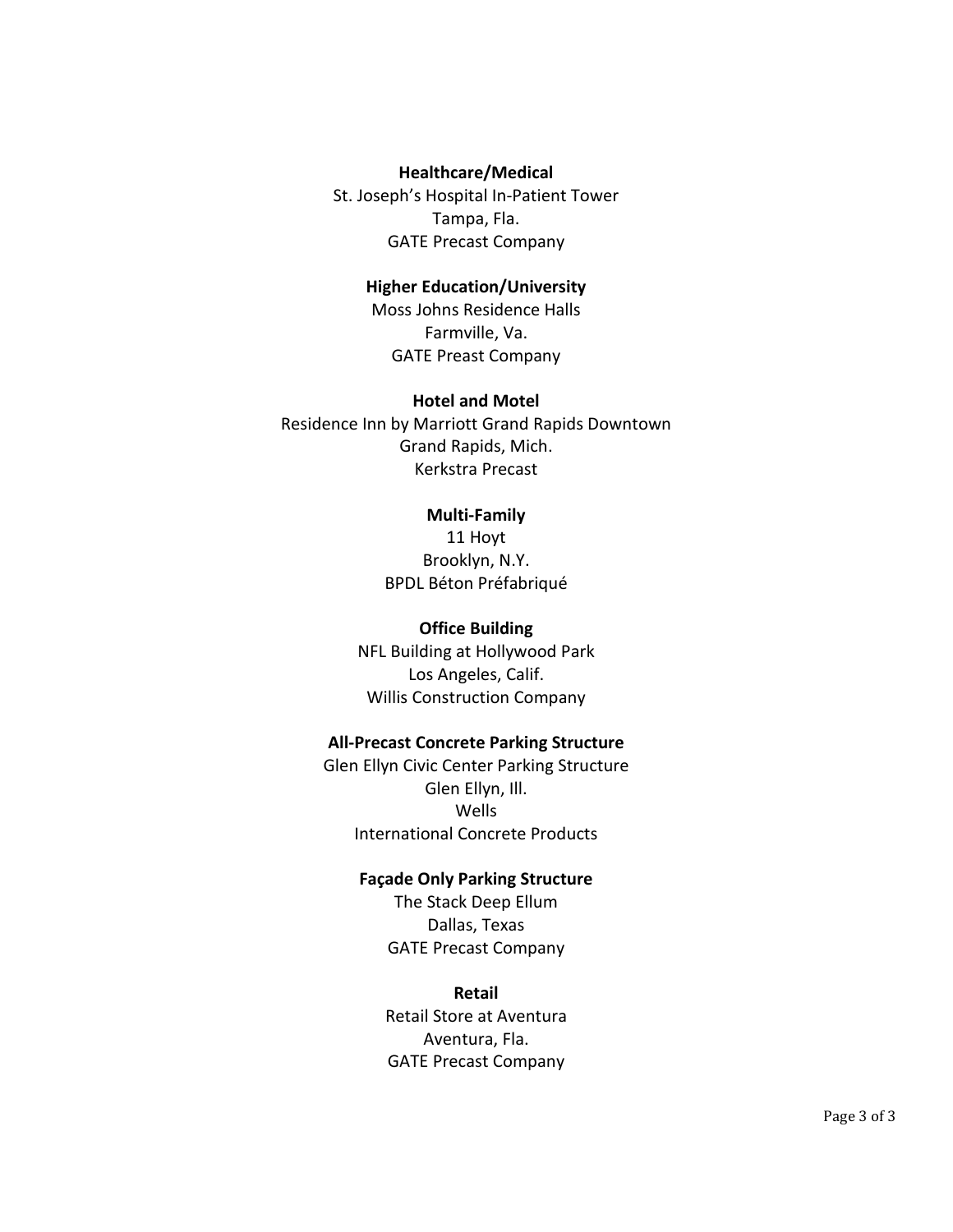**Healthcare/Medical**
St. Joseph's Hospital In-Patient Tower
Tampa, Fla.
GATE Precast Company

**Higher Education/University**
Moss Johns Residence Halls
Farmville, Va.
GATE Preast Company

**Hotel and Motel**
Residence Inn by Marriott Grand Rapids Downtown
Grand Rapids, Mich.
Kerkstra Precast

**Multi-Family**
11 Hoyt
Brooklyn, N.Y.
BPDL Béton Préfabriqué

**Office Building**
NFL Building at Hollywood Park
Los Angeles, Calif.
Willis Construction Company

**All-Precast Concrete Parking Structure**
Glen Ellyn Civic Center Parking Structure
Glen Ellyn, Ill.
Wells
International Concrete Products

**Façade Only Parking Structure**
The Stack Deep Ellum
Dallas, Texas
GATE Precast Company

**Retail**
Retail Store at Aventura
Aventura, Fla.
GATE Precast Company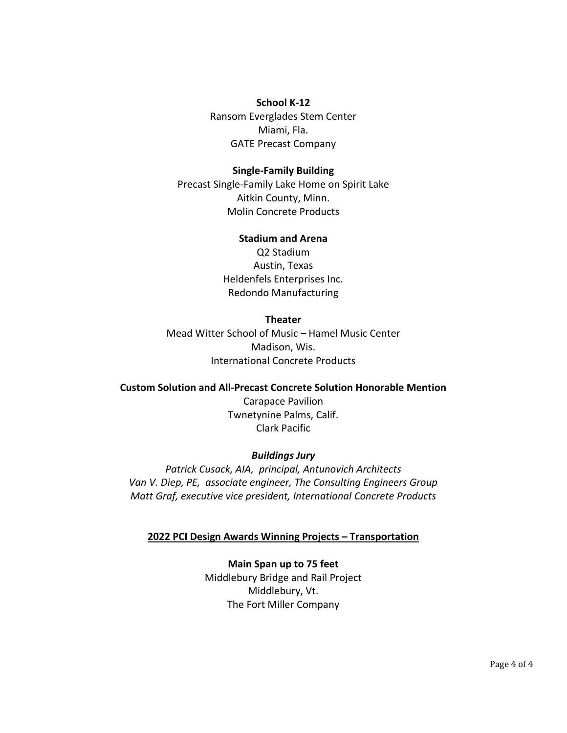**School K-12**

Ransom Everglades Stem Center
Miami, Fla.
GATE Precast Company

**Single-Family Building**

Precast Single-Family Lake Home on Spirit Lake
Aitkin County, Minn.
Molin Concrete Products

**Stadium and Arena**

Q2 Stadium
Austin, Texas
Heldenfels Enterprises Inc.
Redondo Manufacturing

**Theater**

Mead Witter School of Music – Hamel Music Center
Madison, Wis.
International Concrete Products

**Custom Solution and All-Precast Concrete Solution Honorable Mention**

Carapace Pavilion
Twnetynine Palms, Calif.
Clark Pacific

***Buildings Jury***

*Patrick Cusack, AIA, principal, Antunovich Architects*
*Van V. Diep, PE, associate engineer, The Consulting Engineers Group*
*Matt Graf, executive vice president, International Concrete Products*

## 2022 PCI Design Awards Winning Projects – Transportation

**Main Span up to 75 feet**

Middlebury Bridge and Rail Project
Middlebury, Vt.
The Fort Miller Company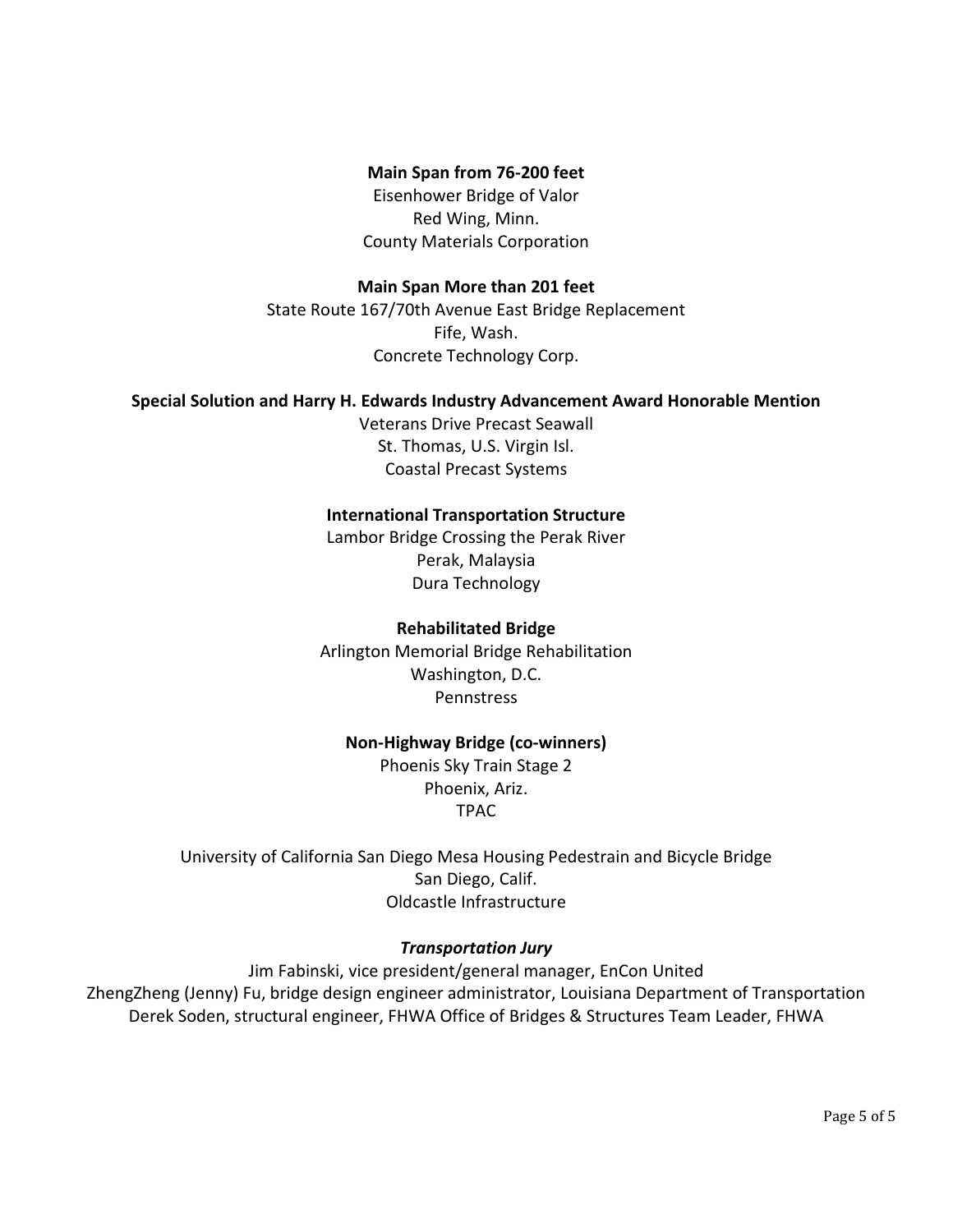**Main Span from 76-200 feet**

Eisenhower Bridge of Valor
Red Wing, Minn.
County Materials Corporation

**Main Span More than 201 feet**

State Route 167/70th Avenue East Bridge Replacement
Fife, Wash.
Concrete Technology Corp.

**Special Solution and Harry H. Edwards Industry Advancement Award Honorable Mention**

Veterans Drive Precast Seawall
St. Thomas, U.S. Virgin Isl.
Coastal Precast Systems

**International Transportation Structure**

Lambor Bridge Crossing the Perak River
Perak, Malaysia
Dura Technology

**Rehabilitated Bridge**

Arlington Memorial Bridge Rehabilitation
Washington, D.C.
Pennstress

**Non-Highway Bridge (co-winners)**

Phoenis Sky Train Stage 2
Phoenix, Ariz.
TPAC

University of California San Diego Mesa Housing Pedestrain and Bicycle Bridge
San Diego, Calif.
Oldcastle Infrastructure

***Transportation Jury***

Jim Fabinski, vice president/general manager, EnCon United
ZhengZheng (Jenny) Fu, bridge design engineer administrator, Louisiana Department of Transportation
Derek Soden, structural engineer, FHWA Office of Bridges & Structures Team Leader, FHWA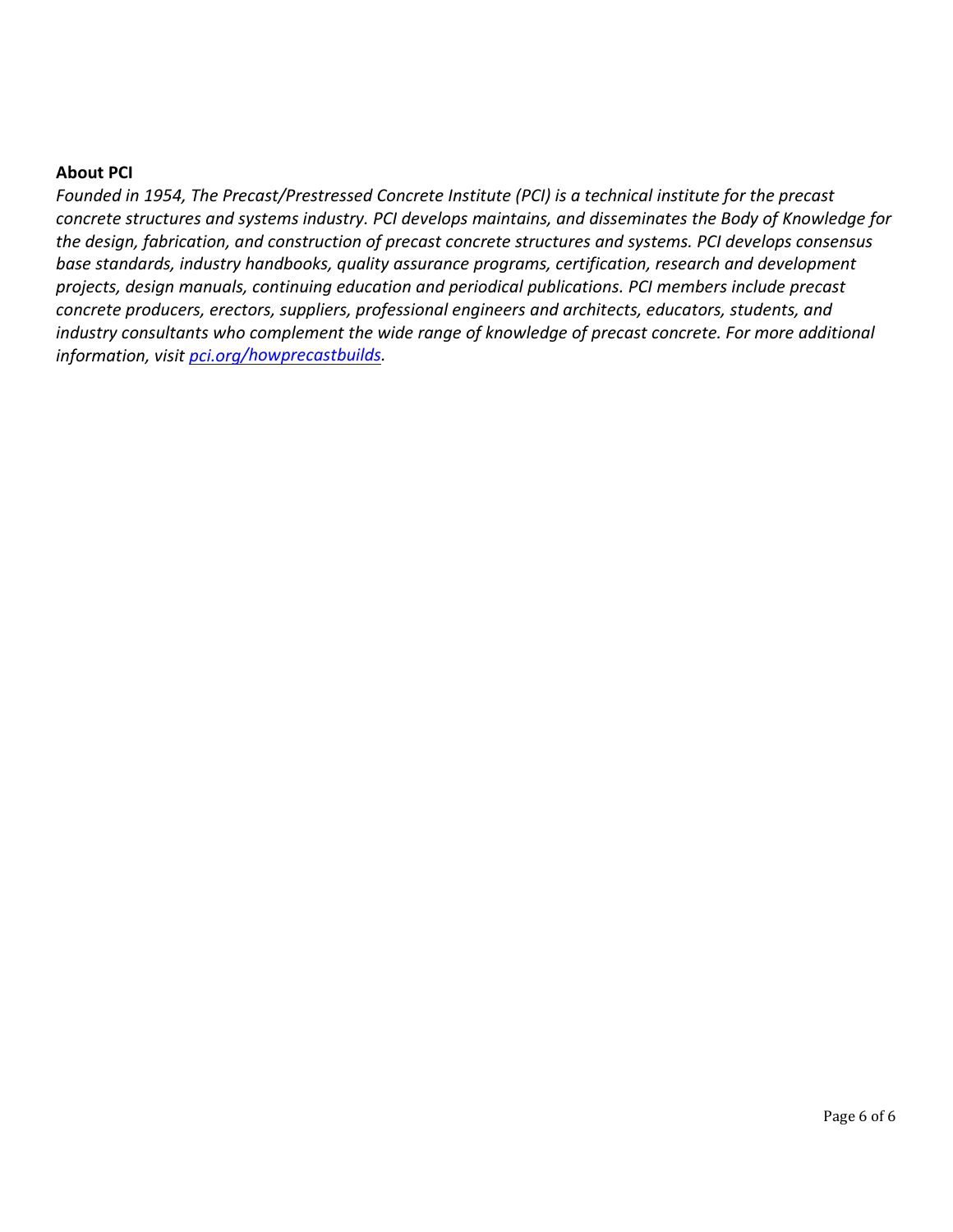**About PCI**

*Founded in 1954, The Precast/Prestressed Concrete Institute (PCI) is a technical institute for the precast concrete structures and systems industry. PCI develops maintains, and disseminates the Body of Knowledge for the design, fabrication, and construction of precast concrete structures and systems. PCI develops consensus base standards, industry handbooks, quality assurance programs, certification, research and development projects, design manuals, continuing education and periodical publications. PCI members include precast concrete producers, erectors, suppliers, professional engineers and architects, educators, students, and industry consultants who complement the wide range of knowledge of precast concrete. For more additional information, visit [pci.org/howprecastbuilds](pci.org/howprecastbuilds).*